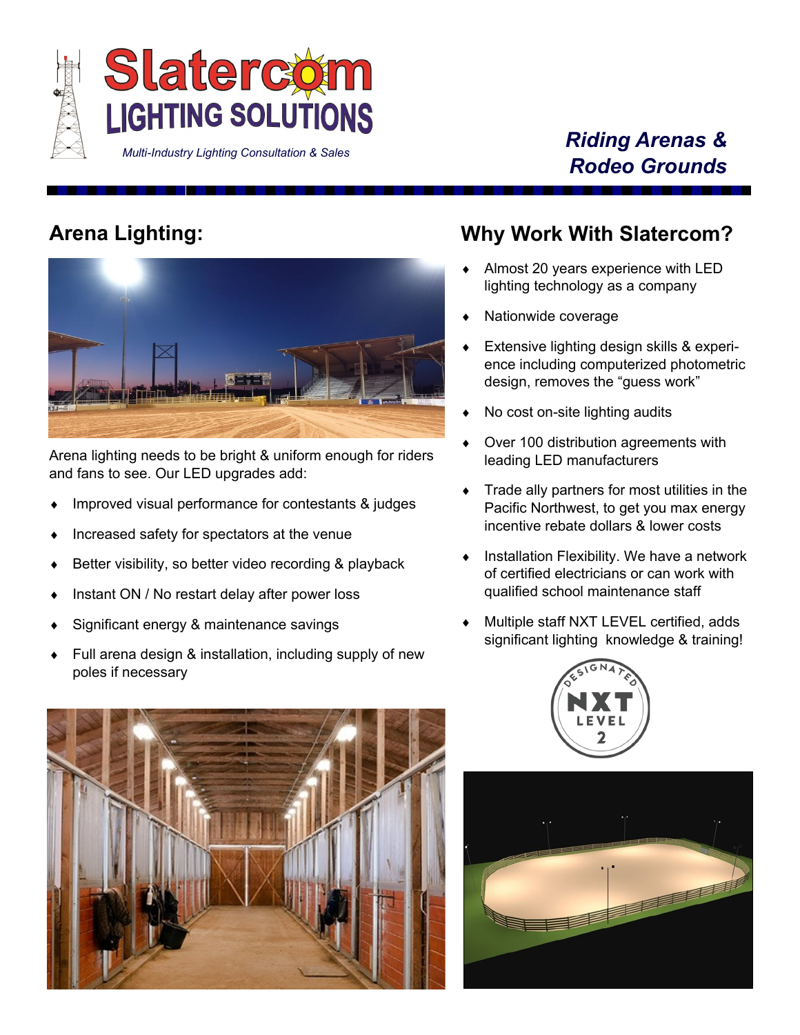# Slatercom LIGHTING SOLUTIONS

*Multi-Industry Lighting Consultation & Sales*

## *Riding Arenas & Rodeo Grounds*

## Arena Lighting:

Arena lighting needs to be bright & uniform enough for riders and fans to see. Our LED upgrades add:

- Improved visual performance for contestants & judges
- Increased safety for spectators at the venue
- Better visibility, so better video recording & playback
- Instant ON / No restart delay after power loss
- Significant energy & maintenance savings
- Full arena design & installation, including supply of new poles if necessary

## Why Work With Slatercom?

- Almost 20 years experience with LED lighting technology as a company
- Nationwide coverage
- Extensive lighting design skills & experience including computerized photometric design, removes the "guess work"
- No cost on-site lighting audits
- Over 100 distribution agreements with leading LED manufacturers
- Trade ally partners for most utilities in the Pacific Northwest, to get you max energy incentive rebate dollars & lower costs
- Installation Flexibility. We have a network of certified electricians or can work with qualified school maintenance staff
- Multiple staff NXT LEVEL certified, adds significant lighting knowledge & training!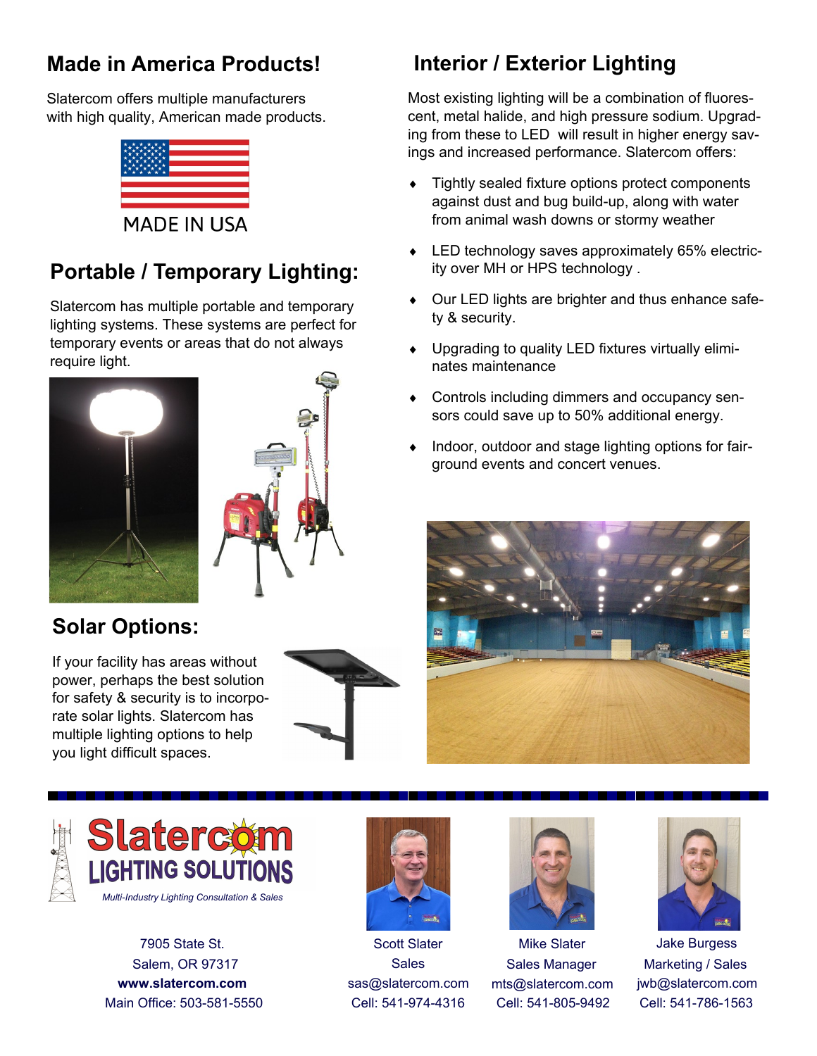## Made in America Products!

Slatercom offers multiple manufacturers with high quality, American made products.

MADE IN USA

## Portable / Temporary Lighting:

Slatercom has multiple portable and temporary lighting systems. These systems are perfect for temporary events or areas that do not always require light.

## Solar Options:

If your facility has areas without power, perhaps the best solution for safety & security is to incorporate solar lights. Slatercom has multiple lighting options to help you light difficult spaces.

## Interior / Exterior Lighting

Most existing lighting will be a combination of fluorescent, metal halide, and high pressure sodium. Upgrading from these to LED will result in higher energy savings and increased performance. Slatercom offers:

- Tightly sealed fixture options protect components against dust and bug build-up, along with water from animal wash downs or stormy weather
- LED technology saves approximately 65% electricity over MH or HPS technology .
- Our LED lights are brighter and thus enhance safety & security.
- Upgrading to quality LED fixtures virtually eliminates maintenance
- Controls including dimmers and occupancy sensors could save up to 50% additional energy.
- Indoor, outdoor and stage lighting options for fairground events and concert venues.

**Slatercom LIGHTING SOLUTIONS**

*Multi-Industry Lighting Consultation & Sales*

7905 State St.
Salem, OR 97317
**www.slatercom.com**
Main Office: 503-581-5550

Scott Slater
Sales
sas@slatercom.com
Cell: 541-974-4316

Mike Slater
Sales Manager
mts@slatercom.com
Cell: 541-805-9492

Jake Burgess
Marketing / Sales
jwb@slatercom.com
Cell: 541-786-1563